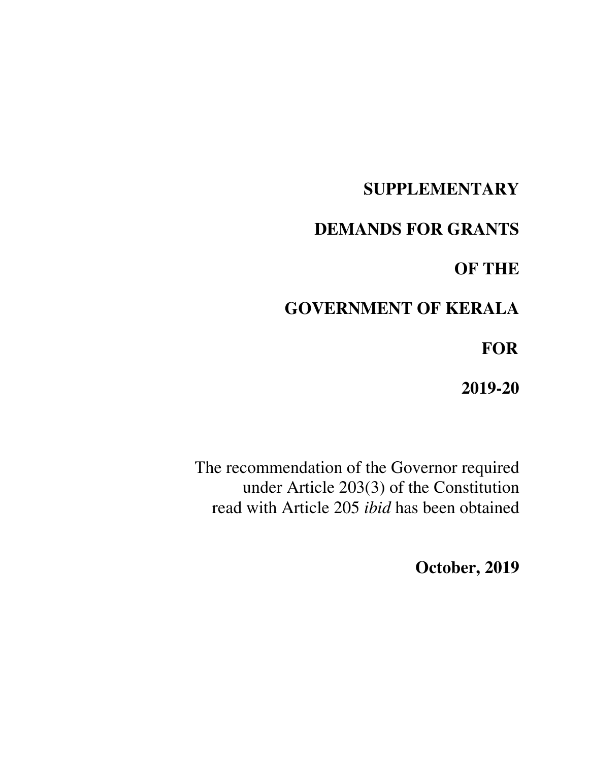# SUPPLEMENTARY

# DEMANDS FOR GRANTS

# OF THE

# GOVERNMENT OF KERALA

# FOR

# 2019-20

The recommendation of the Governor required under Article 203(3) of the Constitution read with Article 205 *ibid* has been obtained

**October, 2019**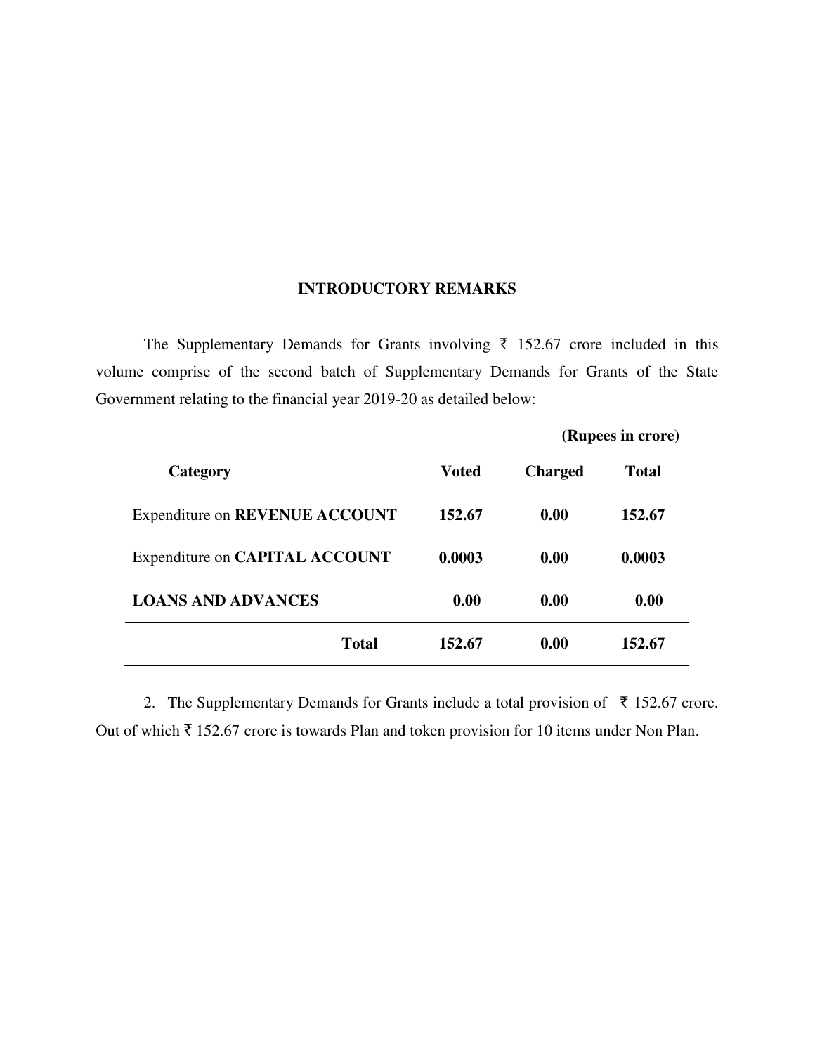## INTRODUCTORY REMARKS

The Supplementary Demands for Grants involving ₹ 152.67 crore included in this volume comprise of the second batch of Supplementary Demands for Grants of the State Government relating to the financial year 2019-20 as detailed below:

**(Rupees in crore)**

| Category | Voted | Charged | Total |
|---|---|---|---|
| Expenditure on **REVENUE ACCOUNT** | **152.67** | **0.00** | **152.67** |
| Expenditure on **CAPITAL ACCOUNT** | **0.0003** | **0.00** | **0.0003** |
| **LOANS AND ADVANCES** | **0.00** | **0.00** | **0.00** |
| **Total** | **152.67** | **0.00** | **152.67** |

2. The Supplementary Demands for Grants include a total provision of ₹ 152.67 crore. Out of which ₹ 152.67 crore is towards Plan and token provision for 10 items under Non Plan.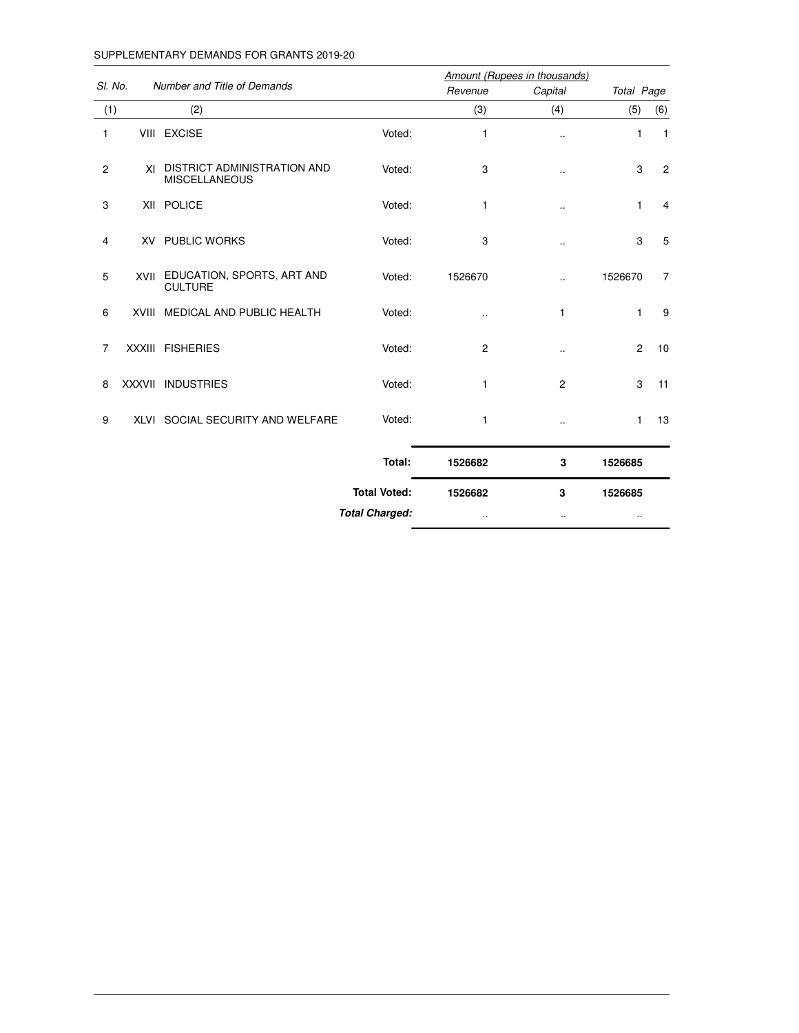SUPPLEMENTARY DEMANDS FOR GRANTS 2019-20

| Sl. No. | | Number and Title of Demands | | Amount (Rupees in thousands) | | | |
|---|---|---|---|---|---|---|---|
| | | | | Revenue | Capital | Total | Page |
| (1) | | (2) | | (3) | (4) | (5) | (6) |
| 1 | VIII | EXCISE | Voted: | 1 | .. | 1 | 1 |
| 2 | XI | DISTRICT ADMINISTRATION AND MISCELLANEOUS | Voted: | 3 | .. | 3 | 2 |
| 3 | XII | POLICE | Voted: | 1 | .. | 1 | 4 |
| 4 | XV | PUBLIC WORKS | Voted: | 3 | .. | 3 | 5 |
| 5 | XVII | EDUCATION, SPORTS, ART AND CULTURE | Voted: | 1526670 | .. | 1526670 | 7 |
| 6 | XVIII | MEDICAL AND PUBLIC HEALTH | Voted: | .. | 1 | 1 | 9 |
| 7 | XXXIII | FISHERIES | Voted: | 2 | .. | 2 | 10 |
| 8 | XXXVII | INDUSTRIES | Voted: | 1 | 2 | 3 | 11 |
| 9 | XLVI | SOCIAL SECURITY AND WELFARE | Voted: | 1 | .. | 1 | 13 |
| | | | **Total:** | **1526682** | **3** | **1526685** | |
| | | | **Total Voted:** | **1526682** | **3** | **1526685** | |
| | | | ***Total Charged:*** | .. | .. | .. | |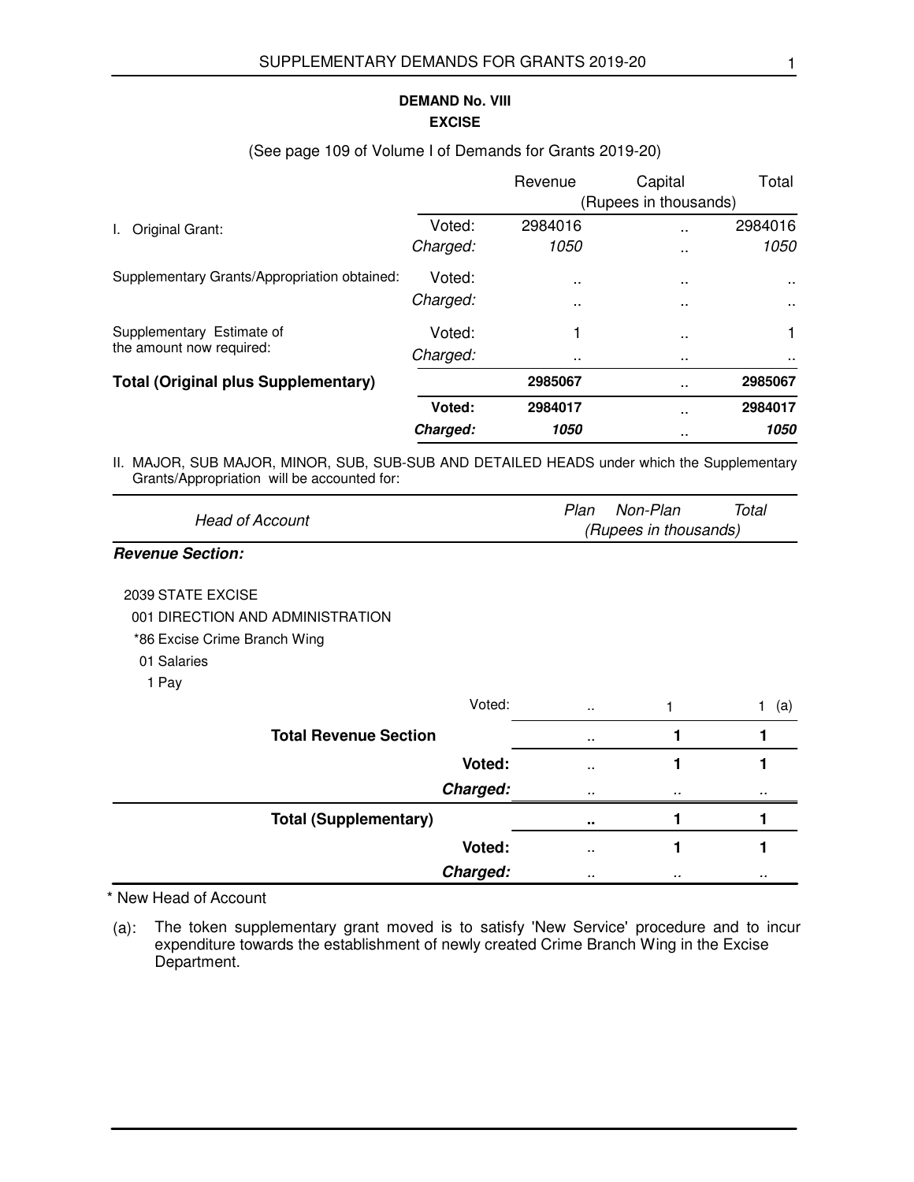## DEMAND No. VIII
## EXCISE

(See page 109 of Volume I of Demands for Grants 2019-20)

| | | Revenue | Capital | Total |
|---|---|---|---|---|
| | | (Rupees in thousands) | | |
| I. Original Grant: | Voted: | 2984016 | .. | 2984016 |
| | *Charged:* | *1050* | .. | *1050* |
| Supplementary Grants/Appropriation obtained: | Voted: | .. | .. | .. |
| | *Charged:* | .. | .. | .. |
| Supplementary Estimate of the amount now required: | Voted: | 1 | .. | 1 |
| | *Charged:* | .. | .. | .. |
| **Total (Original plus Supplementary)** | | **2985067** | .. | **2985067** |
| | **Voted:** | **2984017** | .. | **2984017** |
| | ***Charged:*** | ***1050*** | .. | ***1050*** |

II. MAJOR, SUB MAJOR, MINOR, SUB, SUB-SUB AND DETAILED HEADS under which the Supplementary Grants/Appropriation will be accounted for:

| *Head of Account* | | *Plan* | *Non-Plan* | *Total* |
|---|---|---|---|---|
| | | *(Rupees in thousands)* | | |
| ***Revenue Section:*** | | | | |
| 2039 STATE EXCISE | | | | |
| 001 DIRECTION AND ADMINISTRATION | | | | |
| *86 Excise Crime Branch Wing | | | | |
| 01 Salaries | | | | |
| 1 Pay | | | | |
| | Voted: | .. | 1 | 1 (a) |
| **Total Revenue Section** | | .. | **1** | **1** |
| | **Voted:** | .. | **1** | **1** |
| | ***Charged:*** | .. | .. | .. |
| **Total (Supplementary)** | | **..** | **1** | **1** |
| | **Voted:** | .. | **1** | **1** |
| | ***Charged:*** | .. | .. | .. |

\* New Head of Account

(a): The token supplementary grant moved is to satisfy 'New Service' procedure and to incur expenditure towards the establishment of newly created Crime Branch Wing in the Excise Department.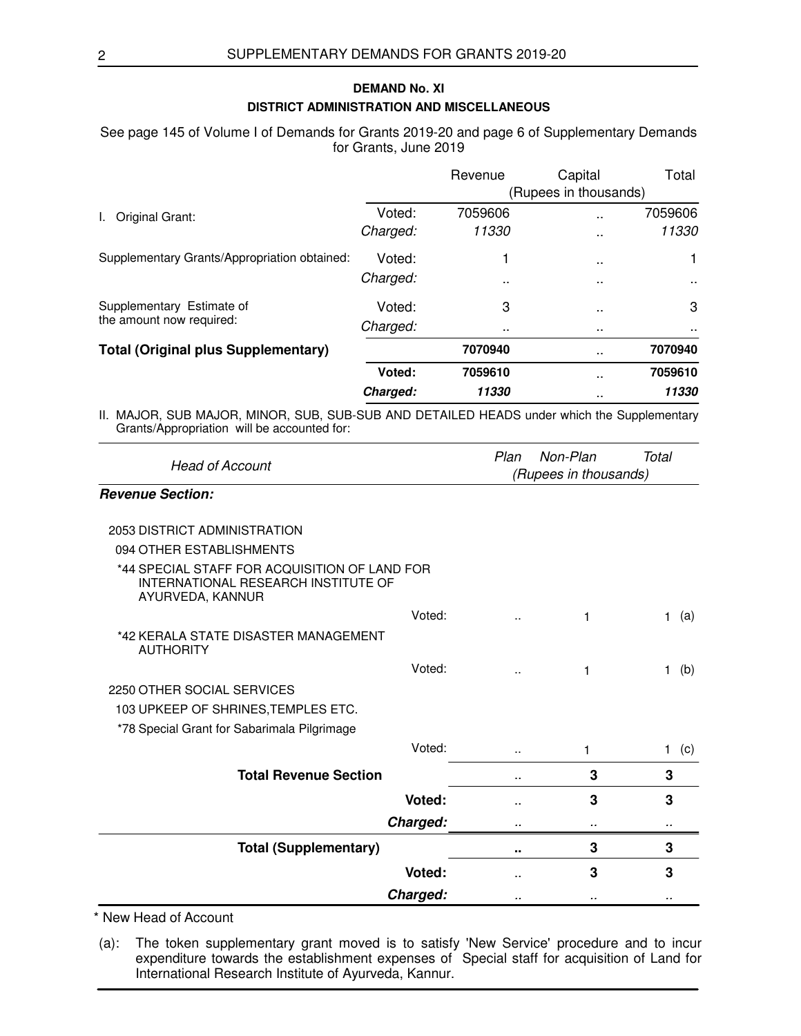## DEMAND No. XI

## DISTRICT ADMINISTRATION AND MISCELLANEOUS

See page 145 of Volume I of Demands for Grants 2019-20 and page 6 of Supplementary Demands for Grants, June 2019

| | | Revenue | Capital | Total |
|---|---|---|---|---|
| | | (Rupees in thousands) | | |
| I. Original Grant: | Voted: | 7059606 | .. | 7059606 |
| | *Charged:* | *11330* | .. | *11330* |
| Supplementary Grants/Appropriation obtained: | Voted: | 1 | .. | 1 |
| | *Charged:* | .. | .. | .. |
| Supplementary Estimate of the amount now required: | Voted: | 3 | .. | 3 |
| | *Charged:* | .. | .. | .. |
| **Total (Original plus Supplementary)** | | **7070940** | .. | **7070940** |
| | **Voted:** | **7059610** | .. | **7059610** |
| | ***Charged:*** | ***11330*** | .. | ***11330*** |

II. MAJOR, SUB MAJOR, MINOR, SUB, SUB-SUB AND DETAILED HEADS under which the Supplementary Grants/Appropriation will be accounted for:

| *Head of Account* | | *Plan* | *Non-Plan* | *Total* |
|---|---|---|---|---|
| | | *(Rupees in thousands)* | | |
| ***Revenue Section:*** | | | | |
| 2053 DISTRICT ADMINISTRATION | | | | |
| 094 OTHER ESTABLISHMENTS | | | | |
| *44 SPECIAL STAFF FOR ACQUISITION OF LAND FOR INTERNATIONAL RESEARCH INSTITUTE OF AYURVEDA, KANNUR | | | | |
| | Voted: | .. | 1 | 1 (a) |
| *42 KERALA STATE DISASTER MANAGEMENT AUTHORITY | | | | |
| | Voted: | .. | 1 | 1 (b) |
| 2250 OTHER SOCIAL SERVICES | | | | |
| 103 UPKEEP OF SHRINES,TEMPLES ETC. | | | | |
| *78 Special Grant for Sabarimala Pilgrimage | | | | |
| | Voted: | .. | 1 | 1 (c) |
| **Total Revenue Section** | | .. | **3** | **3** |
| | **Voted:** | .. | **3** | **3** |
| | ***Charged:*** | .. | .. | .. |
| **Total (Supplementary)** | | **..** | **3** | **3** |
| | **Voted:** | .. | **3** | **3** |
| | ***Charged:*** | .. | .. | .. |

\* New Head of Account

(a): The token supplementary grant moved is to satisfy 'New Service' procedure and to incur expenditure towards the establishment expenses of Special staff for acquisition of Land for International Research Institute of Ayurveda, Kannur.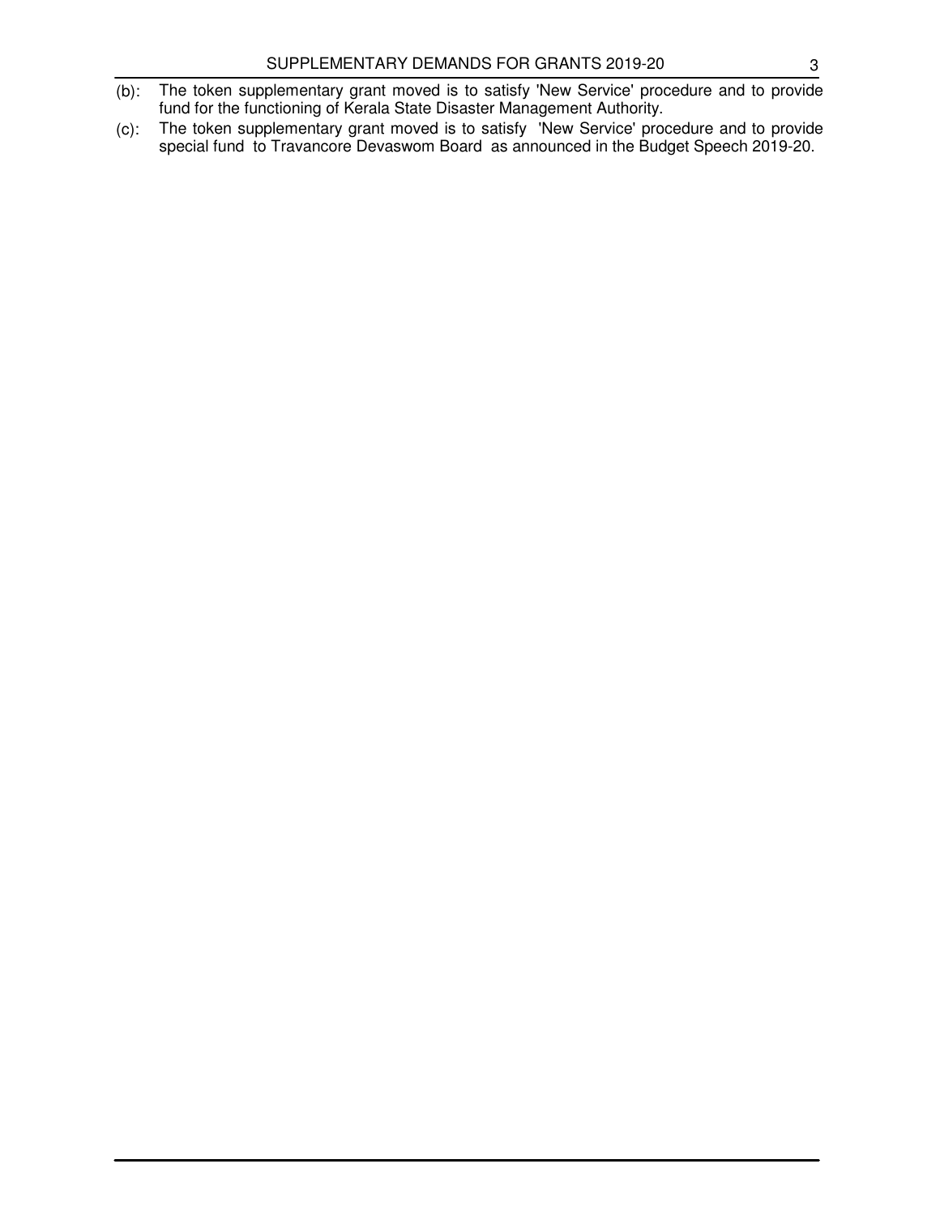(b): The token supplementary grant moved is to satisfy 'New Service' procedure and to provide fund for the functioning of Kerala State Disaster Management Authority.

(c): The token supplementary grant moved is to satisfy 'New Service' procedure and to provide special fund to Travancore Devaswom Board as announced in the Budget Speech 2019-20.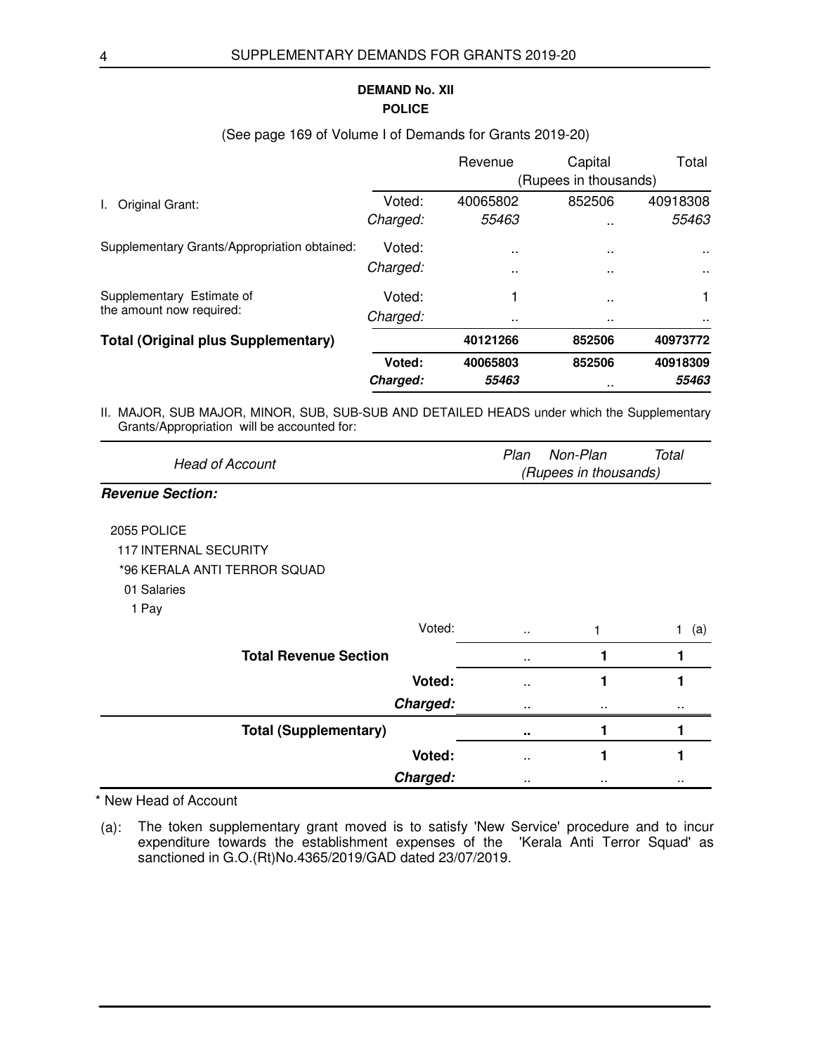## DEMAND No. XII
## POLICE

(See page 169 of Volume I of Demands for Grants 2019-20)

| | | Revenue | Capital | Total |
|---|---|---|---|---|
| | | (Rupees in thousands) | | |
| I. Original Grant: | Voted: | 40065802 | 852506 | 40918308 |
| | *Charged:* | *55463* | .. | *55463* |
| Supplementary Grants/Appropriation obtained: | Voted: | .. | .. | .. |
| | *Charged:* | .. | .. | .. |
| Supplementary Estimate of the amount now required: | Voted: | 1 | .. | 1 |
| | *Charged:* | .. | .. | .. |
| **Total (Original plus Supplementary)** | | **40121266** | **852506** | **40973772** |
| | **Voted:** | **40065803** | **852506** | **40918309** |
| | ***Charged:*** | ***55463*** | .. | ***55463*** |

II. MAJOR, SUB MAJOR, MINOR, SUB, SUB-SUB AND DETAILED HEADS under which the Supplementary Grants/Appropriation will be accounted for:

| *Head of Account* | | *Plan* | *Non-Plan* | *Total* |
|---|---|---|---|---|
| | | *(Rupees in thousands)* | | |
| ***Revenue Section:*** | | | | |
| 2055 POLICE | | | | |
| 117 INTERNAL SECURITY | | | | |
| *96 KERALA ANTI TERROR SQUAD | | | | |
| 01 Salaries | | | | |
| 1 Pay | | | | |
| | Voted: | .. | 1 | 1 (a) |
| **Total Revenue Section** | | .. | **1** | **1** |
| | **Voted:** | .. | **1** | **1** |
| | ***Charged:*** | .. | .. | .. |
| **Total (Supplementary)** | | **..** | **1** | **1** |
| | **Voted:** | .. | **1** | **1** |
| | ***Charged:*** | .. | .. | .. |

\* New Head of Account

(a): The token supplementary grant moved is to satisfy 'New Service' procedure and to incur expenditure towards the establishment expenses of the 'Kerala Anti Terror Squad' as sanctioned in G.O.(Rt)No.4365/2019/GAD dated 23/07/2019.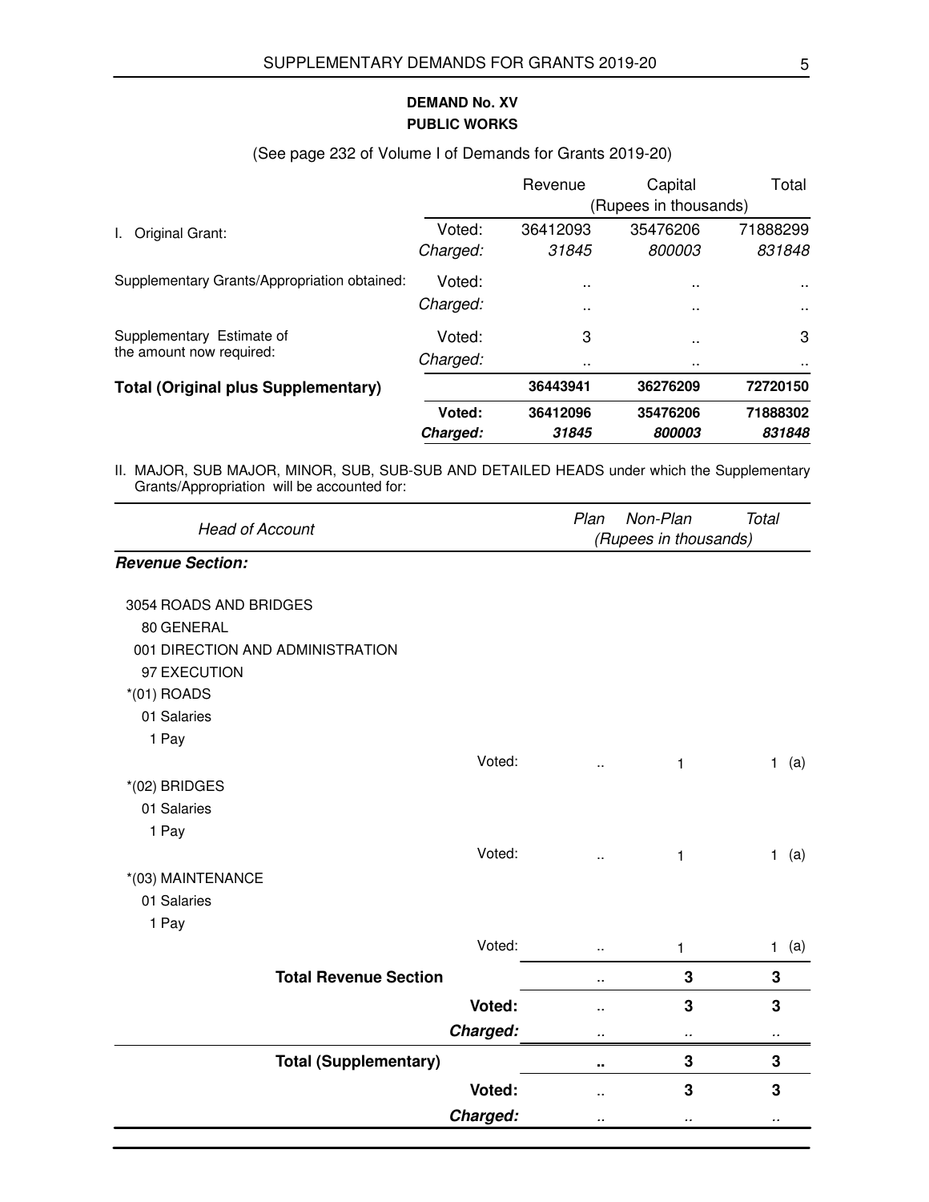## DEMAND No. XV
## PUBLIC WORKS

(See page 232 of Volume I of Demands for Grants 2019-20)

| | | Revenue | Capital | Total |
|---|---|---|---|---|
| | | (Rupees in thousands) | | |
| I. Original Grant: | Voted: | 36412093 | 35476206 | 71888299 |
| | *Charged:* | *31845* | *800003* | *831848* |
| Supplementary Grants/Appropriation obtained: | Voted: | .. | .. | .. |
| | *Charged:* | .. | .. | .. |
| Supplementary Estimate of the amount now required: | Voted: | 3 | .. | 3 |
| | *Charged:* | .. | .. | .. |
| **Total (Original plus Supplementary)** | | **36443941** | **36276209** | **72720150** |
| | **Voted:** | **36412096** | **35476206** | **71888302** |
| | ***Charged:*** | ***31845*** | ***800003*** | ***831848*** |

II. MAJOR, SUB MAJOR, MINOR, SUB, SUB-SUB AND DETAILED HEADS under which the Supplementary Grants/Appropriation will be accounted for:

| *Head of Account* | | *Plan* | *Non-Plan* | *Total* |
|---|---|---|---|---|
| | | *(Rupees in thousands)* | | |
| ***Revenue Section:*** | | | | |
| 3054 ROADS AND BRIDGES | | | | |
| 80 GENERAL | | | | |
| 001 DIRECTION AND ADMINISTRATION | | | | |
| 97 EXECUTION | | | | |
| *(01) ROADS | | | | |
| 01 Salaries | | | | |
| 1 Pay | | | | |
| | Voted: | .. | 1 | 1 (a) |
| *(02) BRIDGES | | | | |
| 01 Salaries | | | | |
| 1 Pay | | | | |
| | Voted: | .. | 1 | 1 (a) |
| *(03) MAINTENANCE | | | | |
| 01 Salaries | | | | |
| 1 Pay | | | | |
| | Voted: | .. | 1 | 1 (a) |
| **Total Revenue Section** | | .. | **3** | **3** |
| | **Voted:** | .. | **3** | **3** |
| | ***Charged:*** | .. | .. | .. |
| **Total (Supplementary)** | | **..** | **3** | **3** |
| | **Voted:** | .. | **3** | **3** |
| | ***Charged:*** | .. | .. | .. |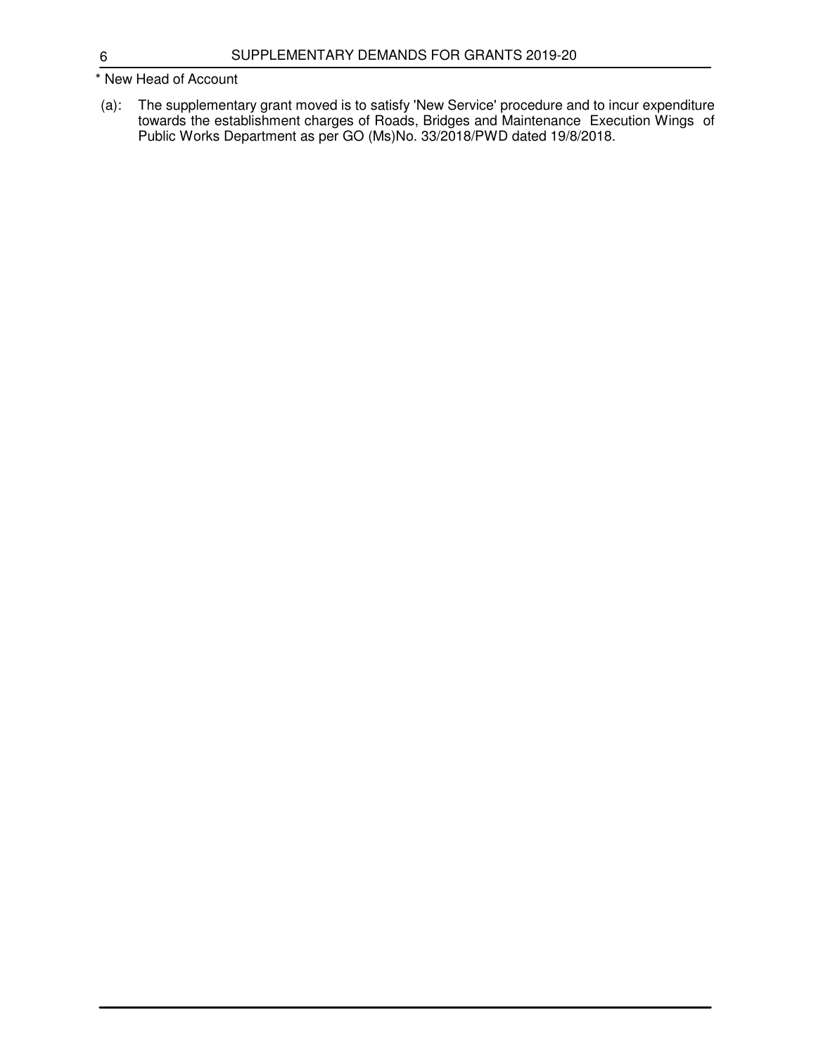* New Head of Account

(a): The supplementary grant moved is to satisfy 'New Service' procedure and to incur expenditure towards the establishment charges of Roads, Bridges and Maintenance Execution Wings of Public Works Department as per GO (Ms)No. 33/2018/PWD dated 19/8/2018.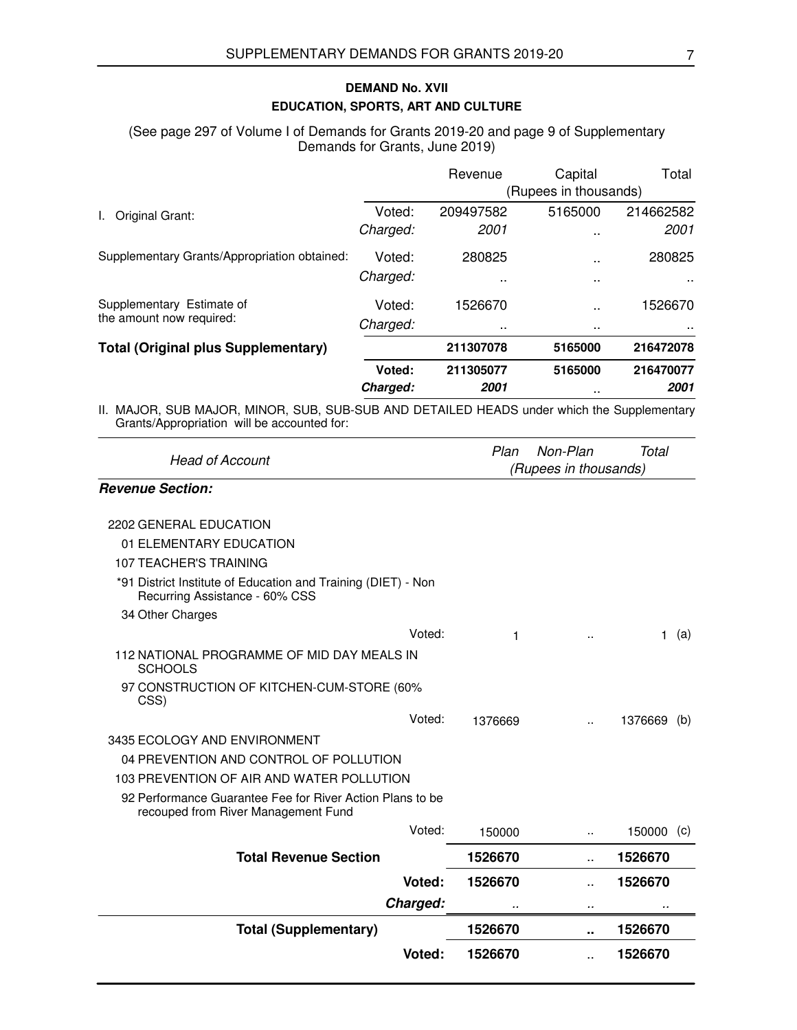## DEMAND No. XVII
## EDUCATION, SPORTS, ART AND CULTURE

(See page 297 of Volume I of Demands for Grants 2019-20 and page 9 of Supplementary Demands for Grants, June 2019)

| | | Revenue | Capital | Total |
|---|---|---|---|---|
| | | (Rupees in thousands) | | |
| I. Original Grant: | Voted: | 209497582 | 5165000 | 214662582 |
| | *Charged:* | *2001* | .. | *2001* |
| Supplementary Grants/Appropriation obtained: | Voted: | 280825 | .. | 280825 |
| | *Charged:* | .. | .. | .. |
| Supplementary Estimate of the amount now required: | Voted: | 1526670 | .. | 1526670 |
| | *Charged:* | .. | .. | .. |
| **Total (Original plus Supplementary)** | | **211307078** | **5165000** | **216472078** |
| | **Voted:** | **211305077** | **5165000** | **216470077** |
| | ***Charged:*** | ***2001*** | .. | ***2001*** |

II. MAJOR, SUB MAJOR, MINOR, SUB, SUB-SUB AND DETAILED HEADS under which the Supplementary Grants/Appropriation will be accounted for:

| *Head of Account* | | *Plan* | *Non-Plan* | *Total* | |
|---|---|---|---|---|---|
| | | *(Rupees in thousands)* | | | |
| ***Revenue Section:*** | | | | | |
| 2202 GENERAL EDUCATION | | | | | |
| 01 ELEMENTARY EDUCATION | | | | | |
| 107 TEACHER'S TRAINING | | | | | |
| *91 District Institute of Education and Training (DIET) - Non Recurring Assistance - 60% CSS | | | | | |
| 34 Other Charges | | | | | |
| | Voted: | 1 | .. | 1 | (a) |
| 112 NATIONAL PROGRAMME OF MID DAY MEALS IN SCHOOLS | | | | | |
| 97 CONSTRUCTION OF KITCHEN-CUM-STORE (60% CSS) | | | | | |
| | Voted: | 1376669 | .. | 1376669 | (b) |
| 3435 ECOLOGY AND ENVIRONMENT | | | | | |
| 04 PREVENTION AND CONTROL OF POLLUTION | | | | | |
| 103 PREVENTION OF AIR AND WATER POLLUTION | | | | | |
| 92 Performance Guarantee Fee for River Action Plans to be recouped from River Management Fund | | | | | |
| | Voted: | 150000 | .. | 150000 | (c) |
| **Total Revenue Section** | | **1526670** | .. | **1526670** | |
| | **Voted:** | **1526670** | .. | **1526670** | |
| | ***Charged:*** | .. | .. | .. | |
| **Total (Supplementary)** | | **1526670** | **..** | **1526670** | |
| | **Voted:** | **1526670** | .. | **1526670** | |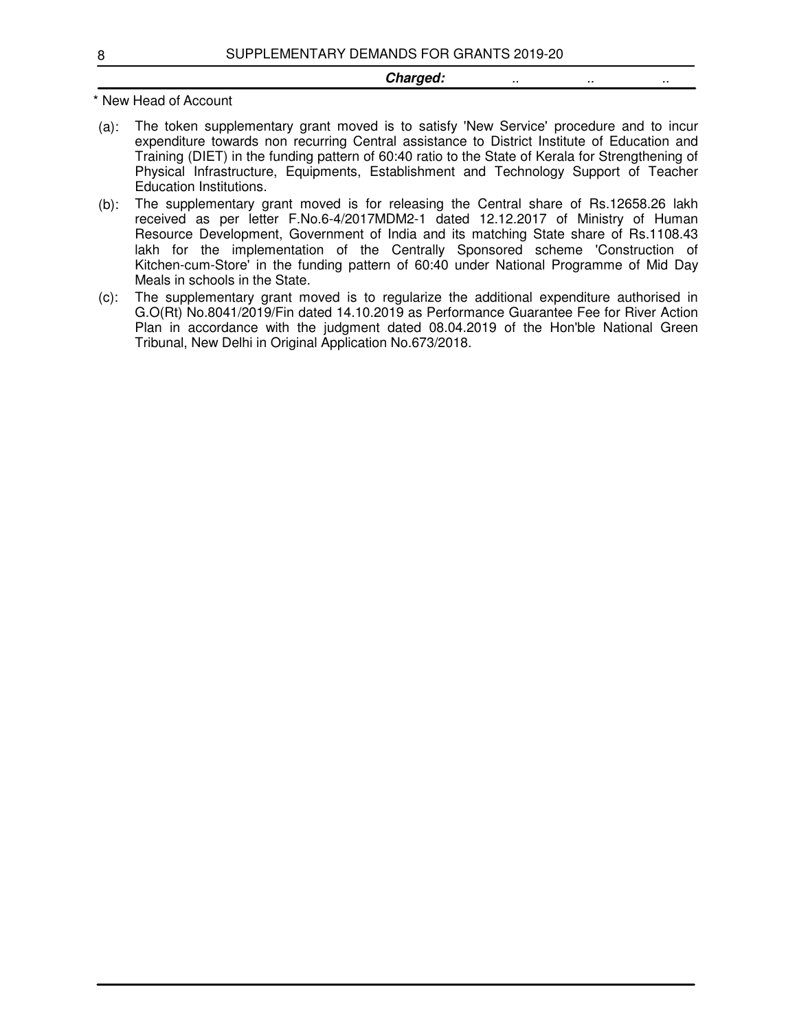| | | | |
|---|---|---|---|
| ***Charged:*** | .. | .. | .. |

\* New Head of Account

(a): The token supplementary grant moved is to satisfy 'New Service' procedure and to incur expenditure towards non recurring Central assistance to District Institute of Education and Training (DIET) in the funding pattern of 60:40 ratio to the State of Kerala for Strengthening of Physical Infrastructure, Equipments, Establishment and Technology Support of Teacher Education Institutions.

(b): The supplementary grant moved is for releasing the Central share of Rs.12658.26 lakh received as per letter F.No.6-4/2017MDM2-1 dated 12.12.2017 of Ministry of Human Resource Development, Government of India and its matching State share of Rs.1108.43 lakh for the implementation of the Centrally Sponsored scheme 'Construction of Kitchen-cum-Store' in the funding pattern of 60:40 under National Programme of Mid Day Meals in schools in the State.

(c): The supplementary grant moved is to regularize the additional expenditure authorised in G.O(Rt) No.8041/2019/Fin dated 14.10.2019 as Performance Guarantee Fee for River Action Plan in accordance with the judgment dated 08.04.2019 of the Hon'ble National Green Tribunal, New Delhi in Original Application No.673/2018.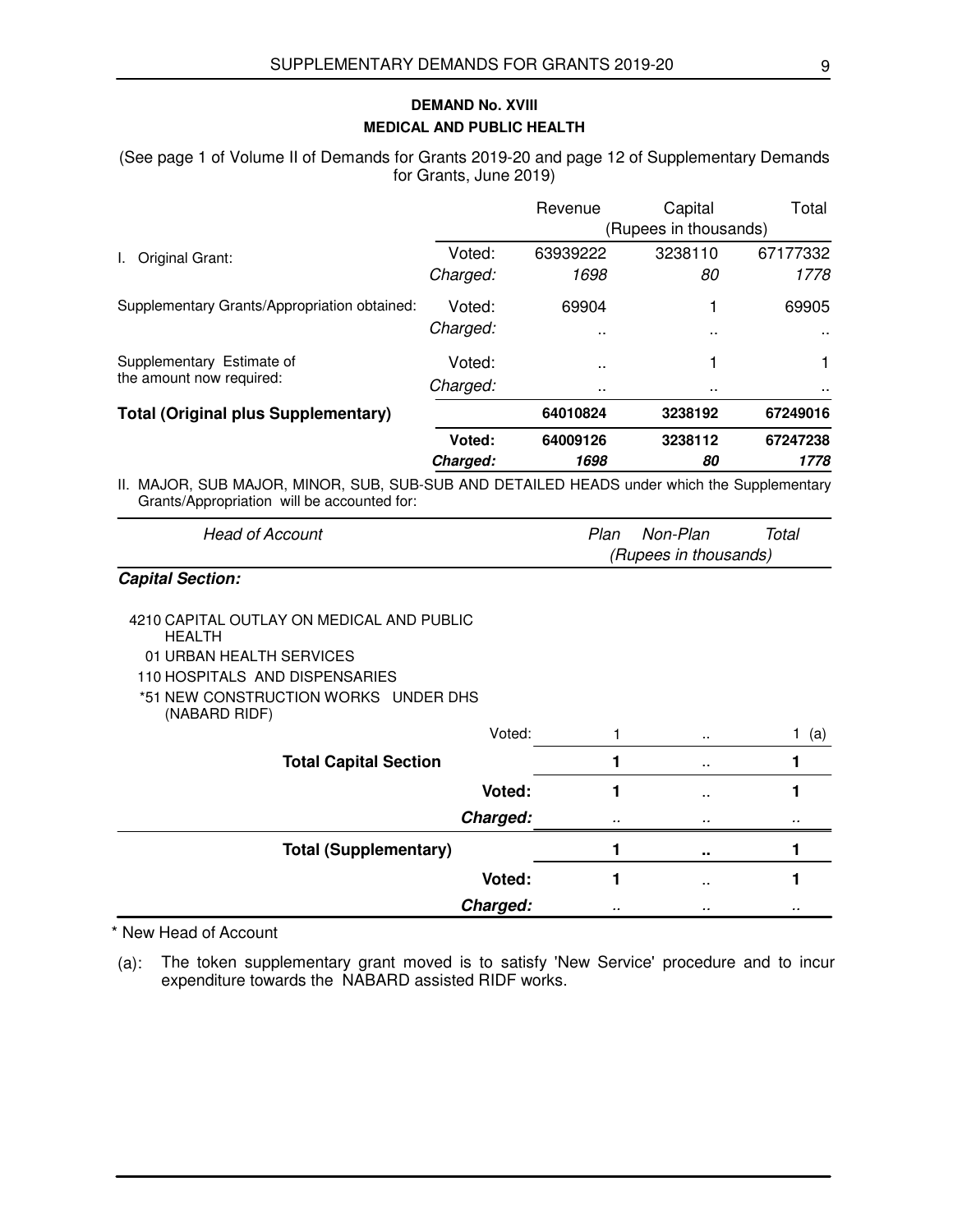## DEMAND No. XVIII
### MEDICAL AND PUBLIC HEALTH

(See page 1 of Volume II of Demands for Grants 2019-20 and page 12 of Supplementary Demands for Grants, June 2019)

| | | Revenue | Capital | Total |
|---|---|---|---|---|
| | | (Rupees in thousands) | | |
| I. Original Grant: | Voted: | 63939222 | 3238110 | 67177332 |
| | *Charged:* | *1698* | *80* | *1778* |
| Supplementary Grants/Appropriation obtained: | Voted: | 69904 | 1 | 69905 |
| | *Charged:* | .. | .. | .. |
| Supplementary Estimate of the amount now required: | Voted: | .. | 1 | 1 |
| | *Charged:* | .. | .. | .. |
| **Total (Original plus Supplementary)** | | **64010824** | **3238192** | **67249016** |
| | **Voted:** | **64009126** | **3238112** | **67247238** |
| | ***Charged:*** | ***1698*** | ***80*** | ***1778*** |

II. MAJOR, SUB MAJOR, MINOR, SUB, SUB-SUB AND DETAILED HEADS under which the Supplementary Grants/Appropriation will be accounted for:

| *Head of Account* | | *Plan* | *Non-Plan* | *Total* |
|---|---|---|---|---|
| | | *(Rupees in thousands)* | | |
| ***Capital Section:*** | | | | |
| 4210 CAPITAL OUTLAY ON MEDICAL AND PUBLIC HEALTH | | | | |
| 01 URBAN HEALTH SERVICES | | | | |
| 110 HOSPITALS AND DISPENSARIES | | | | |
| *51 NEW CONSTRUCTION WORKS UNDER DHS (NABARD RIDF) | | | | |
| | Voted: | 1 | .. | 1 (a) |
| **Total Capital Section** | | **1** | .. | **1** |
| | **Voted:** | **1** | .. | **1** |
| | ***Charged:*** | .. | .. | .. |
| **Total (Supplementary)** | | **1** | **..** | **1** |
| | **Voted:** | **1** | .. | **1** |
| | ***Charged:*** | .. | .. | .. |

\* New Head of Account

(a): The token supplementary grant moved is to satisfy 'New Service' procedure and to incur expenditure towards the NABARD assisted RIDF works.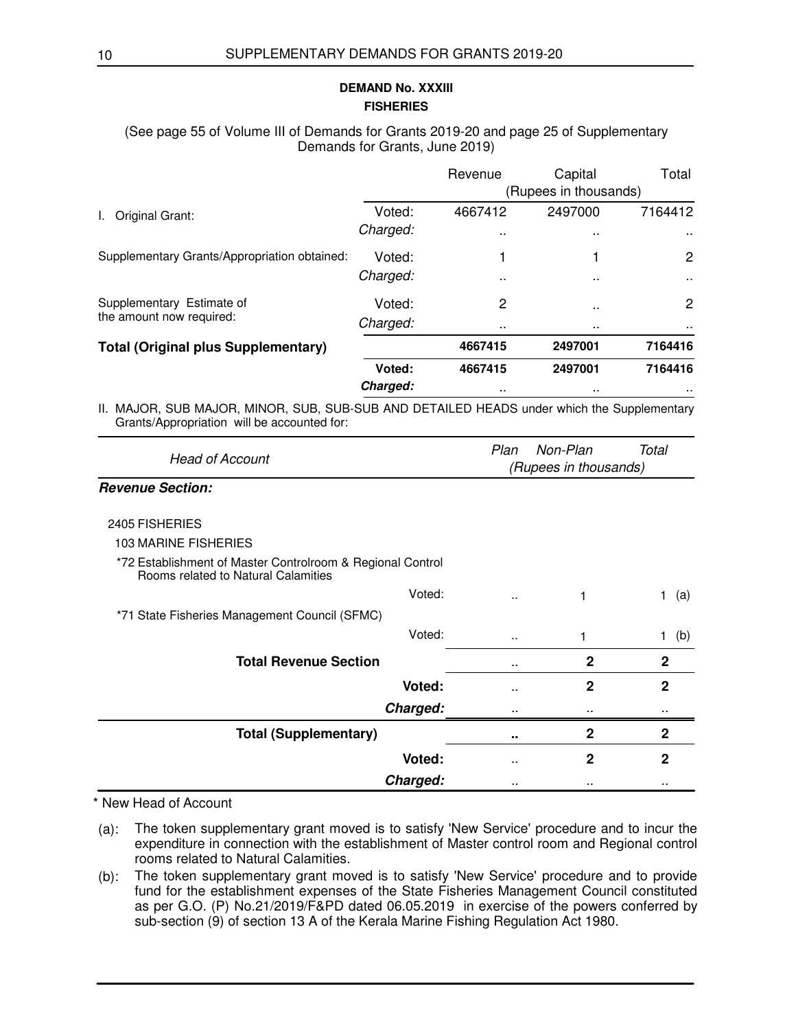## DEMAND No. XXXIII
### FISHERIES

(See page 55 of Volume III of Demands for Grants 2019-20 and page 25 of Supplementary Demands for Grants, June 2019)

| | | Revenue | Capital | Total |
|---|---|---|---|---|
| | | (Rupees in thousands) | | |
| I. Original Grant: | Voted: | 4667412 | 2497000 | 7164412 |
| | *Charged:* | .. | .. | .. |
| Supplementary Grants/Appropriation obtained: | Voted: | 1 | 1 | 2 |
| | *Charged:* | .. | .. | .. |
| Supplementary Estimate of the amount now required: | Voted: | 2 | .. | 2 |
| | *Charged:* | .. | .. | .. |
| **Total (Original plus Supplementary)** | | **4667415** | **2497001** | **7164416** |
| | **Voted:** | **4667415** | **2497001** | **7164416** |
| | ***Charged:*** | .. | .. | .. |

II. MAJOR, SUB MAJOR, MINOR, SUB, SUB-SUB AND DETAILED HEADS under which the Supplementary Grants/Appropriation will be accounted for:

| *Head of Account* | | *Plan* | *Non-Plan* | *Total* |
|---|---|---|---|---|
| | | *(Rupees in thousands)* | | |
| ***Revenue Section:*** | | | | |
| 2405 FISHERIES | | | | |
| 103 MARINE FISHERIES | | | | |
| *72 Establishment of Master Controlroom & Regional Control Rooms related to Natural Calamities | | | | |
| | Voted: | .. | 1 | 1 (a) |
| *71 State Fisheries Management Council (SFMC) | | | | |
| | Voted: | .. | 1 | 1 (b) |
| **Total Revenue Section** | | .. | **2** | **2** |
| | **Voted:** | .. | **2** | **2** |
| | ***Charged:*** | .. | .. | .. |
| **Total (Supplementary)** | | **..** | **2** | **2** |
| | **Voted:** | .. | **2** | **2** |
| | ***Charged:*** | .. | .. | .. |

\* New Head of Account

(a): The token supplementary grant moved is to satisfy 'New Service' procedure and to incur the expenditure in connection with the establishment of Master control room and Regional control rooms related to Natural Calamities.

(b): The token supplementary grant moved is to satisfy 'New Service' procedure and to provide fund for the establishment expenses of the State Fisheries Management Council constituted as per G.O. (P) No.21/2019/F&PD dated 06.05.2019 in exercise of the powers conferred by sub-section (9) of section 13 A of the Kerala Marine Fishing Regulation Act 1980.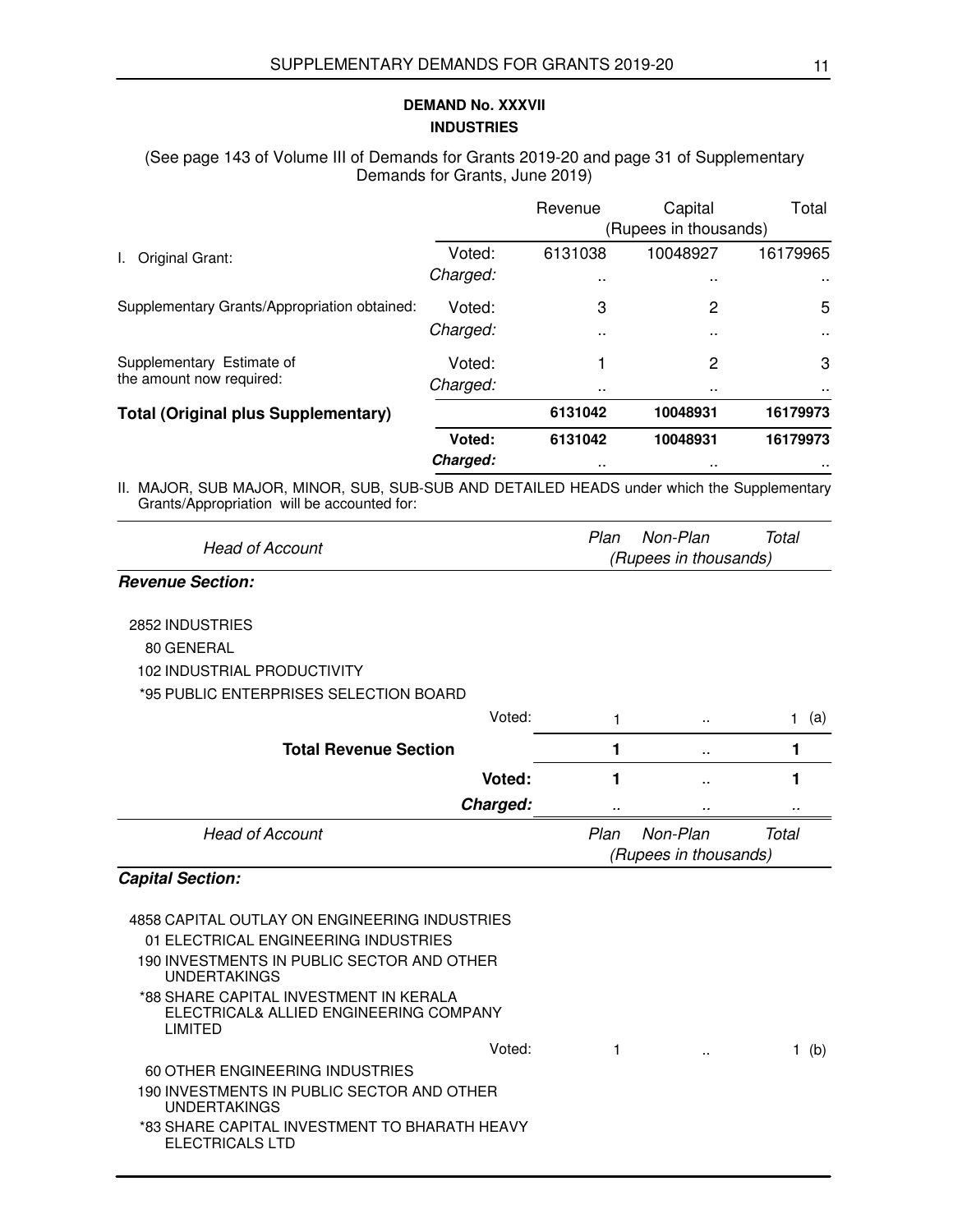## DEMAND No. XXXVII
## INDUSTRIES

(See page 143 of Volume III of Demands for Grants 2019-20 and page 31 of Supplementary Demands for Grants, June 2019)

| | | Revenue | Capital | Total |
|---|---|---|---|---|
| | | (Rupees in thousands) | | |
| I. Original Grant: | Voted: | 6131038 | 10048927 | 16179965 |
| | *Charged:* | .. | .. | .. |
| Supplementary Grants/Appropriation obtained: | Voted: | 3 | 2 | 5 |
| | *Charged:* | .. | .. | .. |
| Supplementary Estimate of the amount now required: | Voted: | 1 | 2 | 3 |
| | *Charged:* | .. | .. | .. |
| **Total (Original plus Supplementary)** | | **6131042** | **10048931** | **16179973** |
| | **Voted:** | **6131042** | **10048931** | **16179973** |
| | ***Charged:*** | .. | .. | .. |

II. MAJOR, SUB MAJOR, MINOR, SUB, SUB-SUB AND DETAILED HEADS under which the Supplementary Grants/Appropriation will be accounted for:

| *Head of Account* | | *Plan* | *Non-Plan* | *Total* |
|---|---|---|---|---|
| | | *(Rupees in thousands)* | | |
| ***Revenue Section:*** | | | | |
| 2852 INDUSTRIES | | | | |
| 80 GENERAL | | | | |
| 102 INDUSTRIAL PRODUCTIVITY | | | | |
| *95 PUBLIC ENTERPRISES SELECTION BOARD | | | | |
| | Voted: | 1 | .. | 1 (a) |
| **Total Revenue Section** | | **1** | .. | **1** |
| | **Voted:** | **1** | .. | **1** |
| | ***Charged:*** | .. | .. | .. |

| *Head of Account* | | *Plan* | *Non-Plan* | *Total* |
|---|---|---|---|---|
| | | *(Rupees in thousands)* | | |
| ***Capital Section:*** | | | | |
| 4858 CAPITAL OUTLAY ON ENGINEERING INDUSTRIES | | | | |
| 01 ELECTRICAL ENGINEERING INDUSTRIES | | | | |
| 190 INVESTMENTS IN PUBLIC SECTOR AND OTHER UNDERTAKINGS | | | | |
| *88 SHARE CAPITAL INVESTMENT IN KERALA ELECTRICAL& ALLIED ENGINEERING COMPANY LIMITED | | | | |
| | Voted: | 1 | .. | 1 (b) |
| 60 OTHER ENGINEERING INDUSTRIES | | | | |
| 190 INVESTMENTS IN PUBLIC SECTOR AND OTHER UNDERTAKINGS | | | | |
| *83 SHARE CAPITAL INVESTMENT TO BHARATH HEAVY ELECTRICALS LTD | | | | |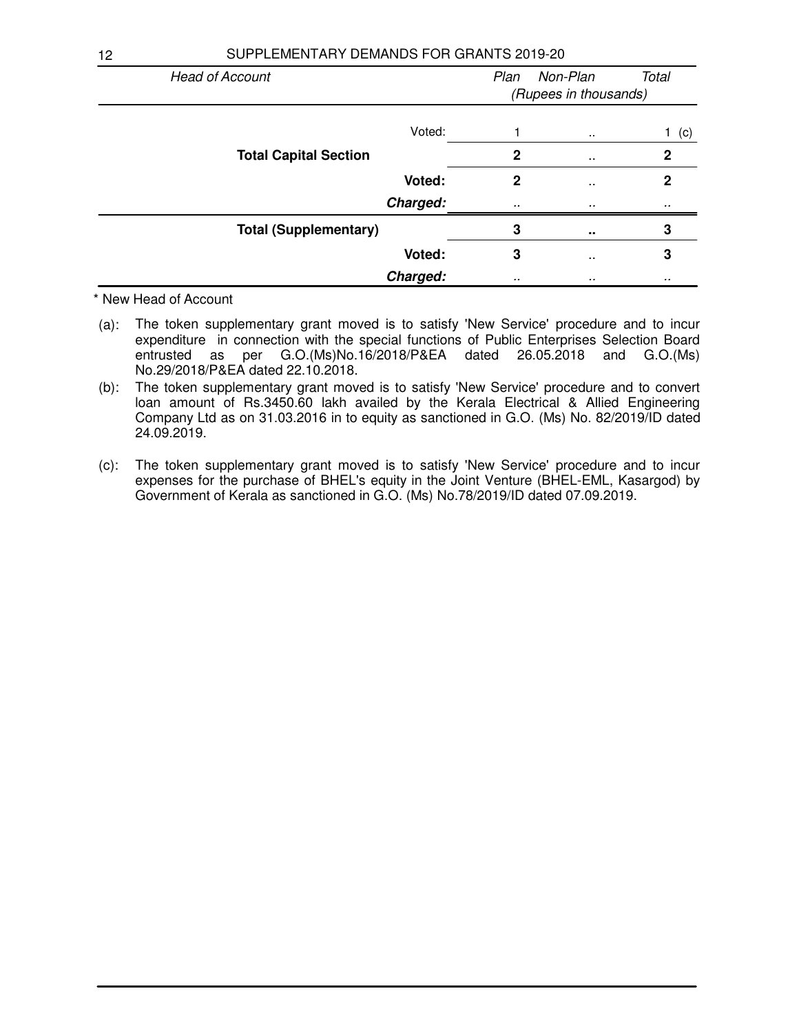| Head of Account | | Plan | Non-Plan | Total |
|---|---|---|---|---|
| | | (Rupees in thousands) | | |
| | Voted: | 1 | .. | 1 (c) |
| **Total Capital Section** | | **2** | .. | **2** |
| | **Voted:** | **2** | .. | **2** |
| | ***Charged:*** | .. | .. | .. |
| **Total (Supplementary)** | | **3** | **..** | **3** |
| | **Voted:** | **3** | .. | **3** |
| | ***Charged:*** | .. | .. | .. |

\* New Head of Account

(a): The token supplementary grant moved is to satisfy 'New Service' procedure and to incur expenditure in connection with the special functions of Public Enterprises Selection Board entrusted as per G.O.(Ms)No.16/2018/P&EA dated 26.05.2018 and G.O.(Ms) No.29/2018/P&EA dated 22.10.2018.

(b): The token supplementary grant moved is to satisfy 'New Service' procedure and to convert loan amount of Rs.3450.60 lakh availed by the Kerala Electrical & Allied Engineering Company Ltd as on 31.03.2016 in to equity as sanctioned in G.O. (Ms) No. 82/2019/ID dated 24.09.2019.

(c): The token supplementary grant moved is to satisfy 'New Service' procedure and to incur expenses for the purchase of BHEL's equity in the Joint Venture (BHEL-EML, Kasargod) by Government of Kerala as sanctioned in G.O. (Ms) No.78/2019/ID dated 07.09.2019.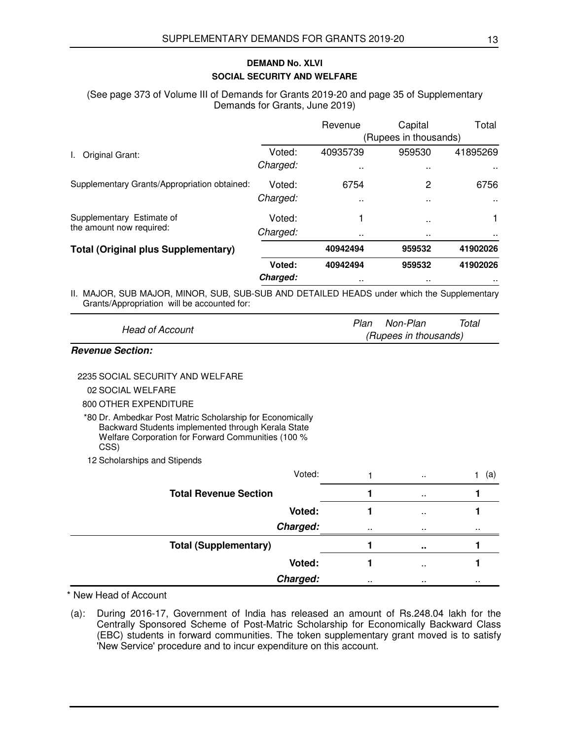## DEMAND No. XLVI

## SOCIAL SECURITY AND WELFARE

(See page 373 of Volume III of Demands for Grants 2019-20 and page 35 of Supplementary Demands for Grants, June 2019)

| | | Revenue | Capital | Total |
|---|---|---|---|---|
| | | (Rupees in thousands) | | |
| I. Original Grant: | Voted: | 40935739 | 959530 | 41895269 |
| | *Charged:* | .. | .. | .. |
| Supplementary Grants/Appropriation obtained: | Voted: | 6754 | 2 | 6756 |
| | *Charged:* | .. | .. | .. |
| Supplementary Estimate of the amount now required: | Voted: | 1 | .. | 1 |
| | *Charged:* | .. | .. | .. |
| **Total (Original plus Supplementary)** | | **40942494** | **959532** | **41902026** |
| | **Voted:** | **40942494** | **959532** | **41902026** |
| | ***Charged:*** | .. | .. | .. |

II. MAJOR, SUB MAJOR, MINOR, SUB, SUB-SUB AND DETAILED HEADS under which the Supplementary Grants/Appropriation will be accounted for:

| *Head of Account* | *Plan* | *Non-Plan* | *Total* |
|---|---|---|---|
| | *(Rupees in thousands)* | | |
| ***Revenue Section:*** | | | |
| 2235 SOCIAL SECURITY AND WELFARE | | | |
| 02 SOCIAL WELFARE | | | |
| 800 OTHER EXPENDITURE | | | |
| *80 Dr. Ambedkar Post Matric Scholarship for Economically Backward Students implemented through Kerala State Welfare Corporation for Forward Communities (100 % CSS) | | | |
| 12 Scholarships and Stipends | | | |
| Voted: | 1 | .. | 1 (a) |
| **Total Revenue Section** | **1** | .. | **1** |
| **Voted:** | **1** | .. | **1** |
| ***Charged:*** | .. | .. | .. |
| **Total (Supplementary)** | **1** | **..** | **1** |
| **Voted:** | **1** | .. | **1** |
| ***Charged:*** | .. | .. | .. |

\* New Head of Account

(a): During 2016-17, Government of India has released an amount of Rs.248.04 lakh for the Centrally Sponsored Scheme of Post-Matric Scholarship for Economically Backward Class (EBC) students in forward communities. The token supplementary grant moved is to satisfy 'New Service' procedure and to incur expenditure on this account.